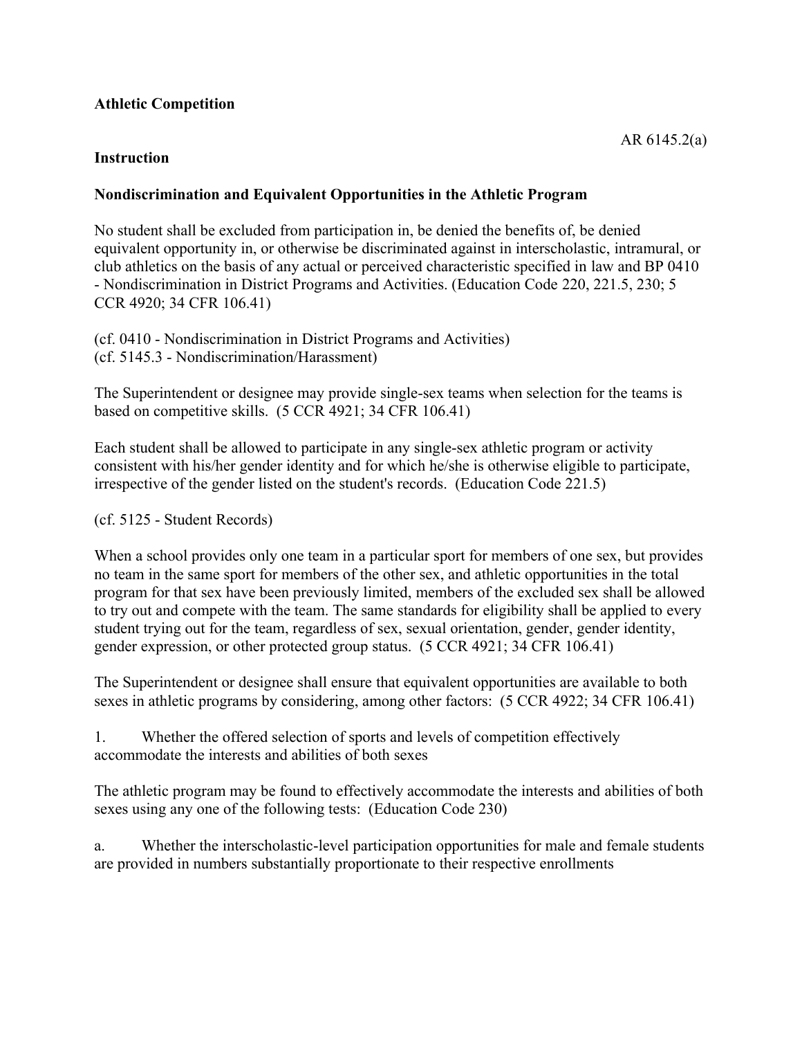**Athletic Competition**

AR 6145.2(a)

**Instruction**

**Nondiscrimination and Equivalent Opportunities in the Athletic Program**

No student shall be excluded from participation in, be denied the benefits of, be denied equivalent opportunity in, or otherwise be discriminated against in interscholastic, intramural, or club athletics on the basis of any actual or perceived characteristic specified in law and BP 0410 - Nondiscrimination in District Programs and Activities. (Education Code 220, 221.5, 230; 5 CCR 4920; 34 CFR 106.41)

(cf. 0410 - Nondiscrimination in District Programs and Activities)
(cf. 5145.3 - Nondiscrimination/Harassment)

The Superintendent or designee may provide single-sex teams when selection for the teams is based on competitive skills. (5 CCR 4921; 34 CFR 106.41)

Each student shall be allowed to participate in any single-sex athletic program or activity consistent with his/her gender identity and for which he/she is otherwise eligible to participate, irrespective of the gender listed on the student's records. (Education Code 221.5)

(cf. 5125 - Student Records)

When a school provides only one team in a particular sport for members of one sex, but provides no team in the same sport for members of the other sex, and athletic opportunities in the total program for that sex have been previously limited, members of the excluded sex shall be allowed to try out and compete with the team. The same standards for eligibility shall be applied to every student trying out for the team, regardless of sex, sexual orientation, gender, gender identity, gender expression, or other protected group status. (5 CCR 4921; 34 CFR 106.41)

The Superintendent or designee shall ensure that equivalent opportunities are available to both sexes in athletic programs by considering, among other factors: (5 CCR 4922; 34 CFR 106.41)

1. Whether the offered selection of sports and levels of competition effectively accommodate the interests and abilities of both sexes

The athletic program may be found to effectively accommodate the interests and abilities of both sexes using any one of the following tests: (Education Code 230)

a. Whether the interscholastic-level participation opportunities for male and female students are provided in numbers substantially proportionate to their respective enrollments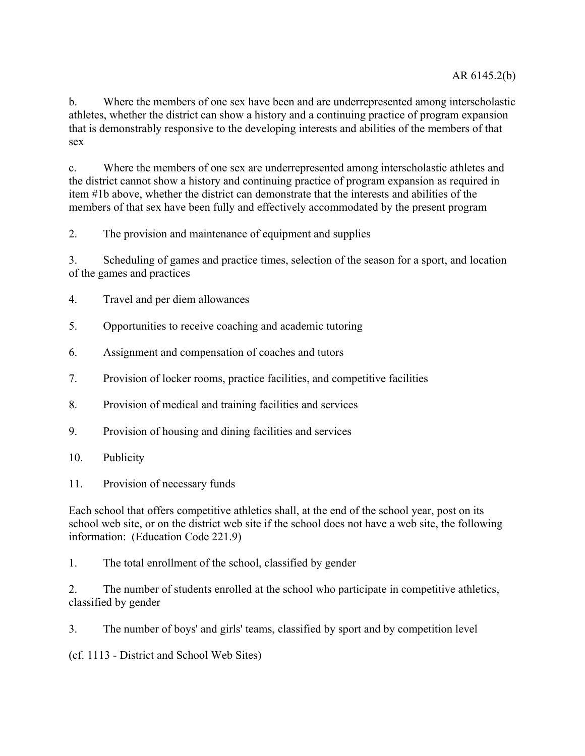b. Where the members of one sex have been and are underrepresented among interscholastic athletes, whether the district can show a history and a continuing practice of program expansion that is demonstrably responsive to the developing interests and abilities of the members of that sex

c. Where the members of one sex are underrepresented among interscholastic athletes and the district cannot show a history and continuing practice of program expansion as required in item #1b above, whether the district can demonstrate that the interests and abilities of the members of that sex have been fully and effectively accommodated by the present program

2. The provision and maintenance of equipment and supplies

3. Scheduling of games and practice times, selection of the season for a sport, and location of the games and practices

4. Travel and per diem allowances

5. Opportunities to receive coaching and academic tutoring

6. Assignment and compensation of coaches and tutors

7. Provision of locker rooms, practice facilities, and competitive facilities

8. Provision of medical and training facilities and services

9. Provision of housing and dining facilities and services

10. Publicity

11. Provision of necessary funds

Each school that offers competitive athletics shall, at the end of the school year, post on its school web site, or on the district web site if the school does not have a web site, the following information: (Education Code 221.9)

1. The total enrollment of the school, classified by gender

2. The number of students enrolled at the school who participate in competitive athletics, classified by gender

3. The number of boys' and girls' teams, classified by sport and by competition level

(cf. 1113 - District and School Web Sites)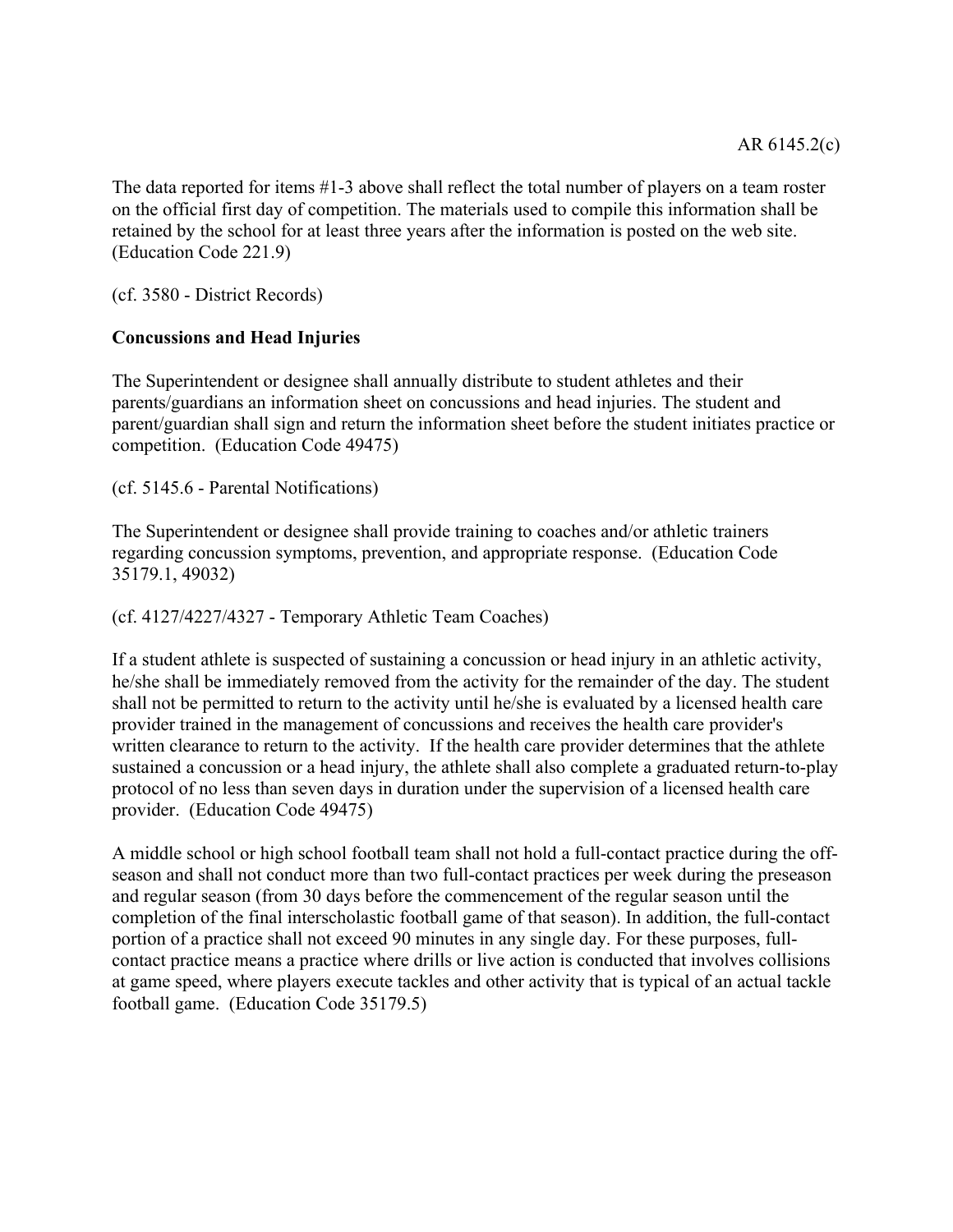The data reported for items #1-3 above shall reflect the total number of players on a team roster on the official first day of competition. The materials used to compile this information shall be retained by the school for at least three years after the information is posted on the web site. (Education Code 221.9)

(cf. 3580 - District Records)

**Concussions and Head Injuries**

The Superintendent or designee shall annually distribute to student athletes and their parents/guardians an information sheet on concussions and head injuries. The student and parent/guardian shall sign and return the information sheet before the student initiates practice or competition. (Education Code 49475)

(cf. 5145.6 - Parental Notifications)

The Superintendent or designee shall provide training to coaches and/or athletic trainers regarding concussion symptoms, prevention, and appropriate response. (Education Code 35179.1, 49032)

(cf. 4127/4227/4327 - Temporary Athletic Team Coaches)

If a student athlete is suspected of sustaining a concussion or head injury in an athletic activity, he/she shall be immediately removed from the activity for the remainder of the day. The student shall not be permitted to return to the activity until he/she is evaluated by a licensed health care provider trained in the management of concussions and receives the health care provider's written clearance to return to the activity. If the health care provider determines that the athlete sustained a concussion or a head injury, the athlete shall also complete a graduated return-to-play protocol of no less than seven days in duration under the supervision of a licensed health care provider. (Education Code 49475)

A middle school or high school football team shall not hold a full-contact practice during the off-season and shall not conduct more than two full-contact practices per week during the preseason and regular season (from 30 days before the commencement of the regular season until the completion of the final interscholastic football game of that season). In addition, the full-contact portion of a practice shall not exceed 90 minutes in any single day. For these purposes, full-contact practice means a practice where drills or live action is conducted that involves collisions at game speed, where players execute tackles and other activity that is typical of an actual tackle football game. (Education Code 35179.5)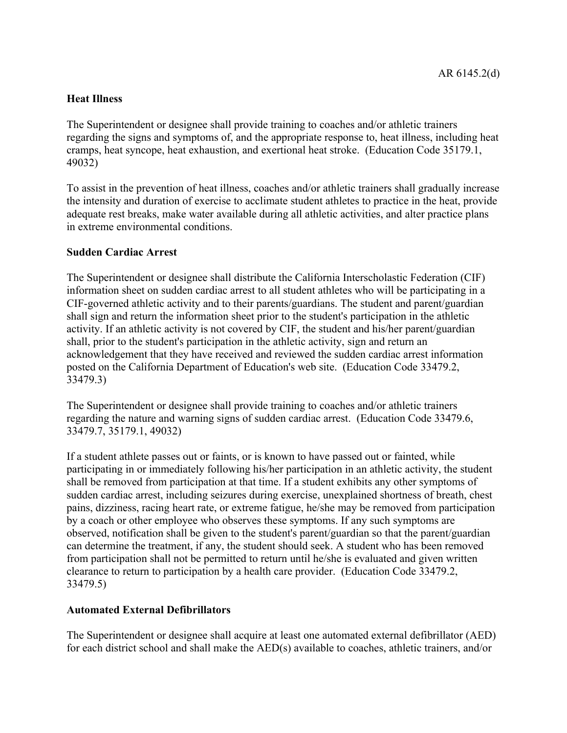### Heat Illness

The Superintendent or designee shall provide training to coaches and/or athletic trainers regarding the signs and symptoms of, and the appropriate response to, heat illness, including heat cramps, heat syncope, heat exhaustion, and exertional heat stroke. (Education Code 35179.1, 49032)

To assist in the prevention of heat illness, coaches and/or athletic trainers shall gradually increase the intensity and duration of exercise to acclimate student athletes to practice in the heat, provide adequate rest breaks, make water available during all athletic activities, and alter practice plans in extreme environmental conditions.

### Sudden Cardiac Arrest

The Superintendent or designee shall distribute the California Interscholastic Federation (CIF) information sheet on sudden cardiac arrest to all student athletes who will be participating in a CIF-governed athletic activity and to their parents/guardians. The student and parent/guardian shall sign and return the information sheet prior to the student's participation in the athletic activity. If an athletic activity is not covered by CIF, the student and his/her parent/guardian shall, prior to the student's participation in the athletic activity, sign and return an acknowledgement that they have received and reviewed the sudden cardiac arrest information posted on the California Department of Education's web site. (Education Code 33479.2, 33479.3)

The Superintendent or designee shall provide training to coaches and/or athletic trainers regarding the nature and warning signs of sudden cardiac arrest. (Education Code 33479.6, 33479.7, 35179.1, 49032)

If a student athlete passes out or faints, or is known to have passed out or fainted, while participating in or immediately following his/her participation in an athletic activity, the student shall be removed from participation at that time. If a student exhibits any other symptoms of sudden cardiac arrest, including seizures during exercise, unexplained shortness of breath, chest pains, dizziness, racing heart rate, or extreme fatigue, he/she may be removed from participation by a coach or other employee who observes these symptoms. If any such symptoms are observed, notification shall be given to the student's parent/guardian so that the parent/guardian can determine the treatment, if any, the student should seek. A student who has been removed from participation shall not be permitted to return until he/she is evaluated and given written clearance to return to participation by a health care provider. (Education Code 33479.2, 33479.5)

### Automated External Defibrillators

The Superintendent or designee shall acquire at least one automated external defibrillator (AED) for each district school and shall make the AED(s) available to coaches, athletic trainers, and/or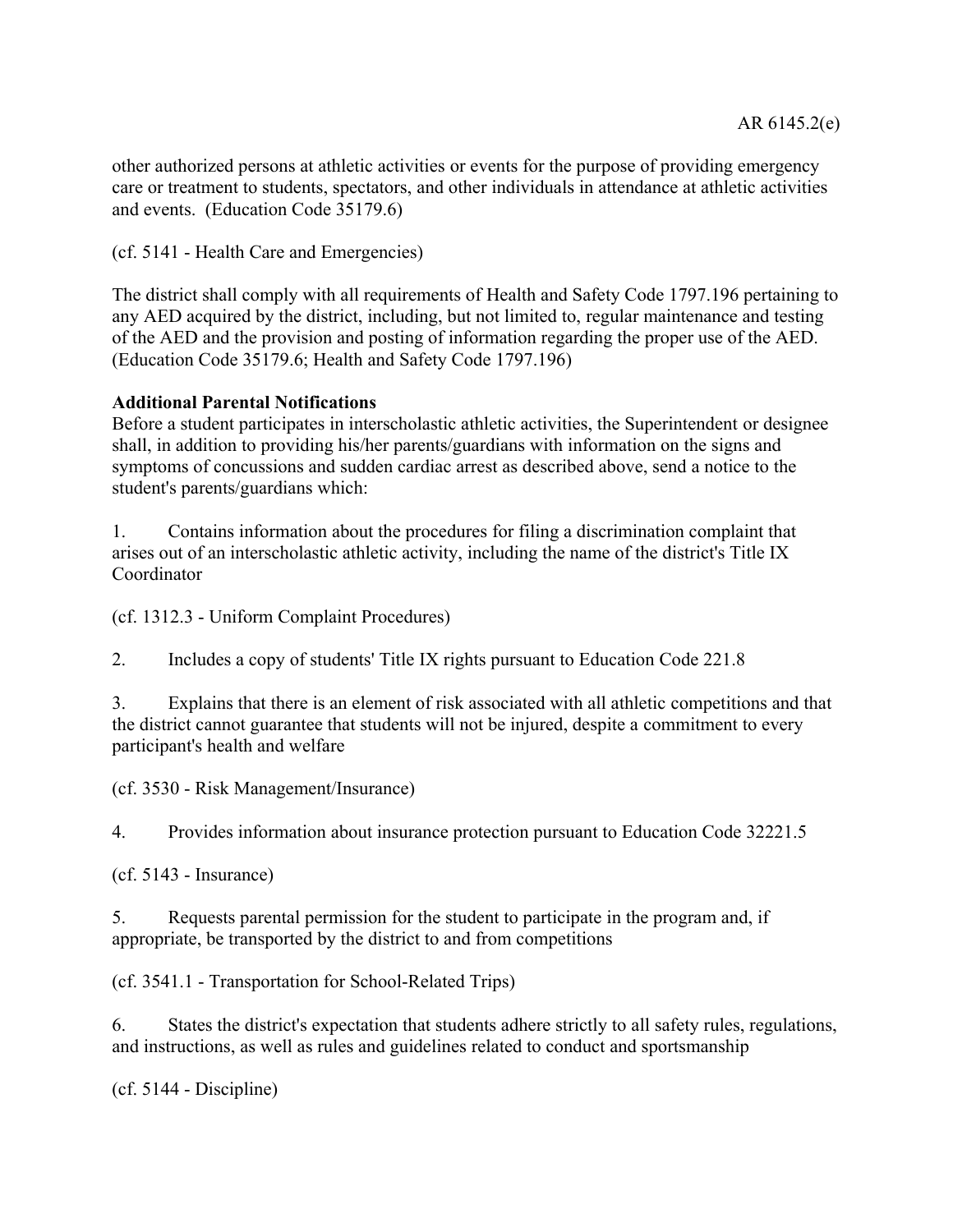other authorized persons at athletic activities or events for the purpose of providing emergency care or treatment to students, spectators, and other individuals in attendance at athletic activities and events. (Education Code 35179.6)

(cf. 5141 - Health Care and Emergencies)

The district shall comply with all requirements of Health and Safety Code 1797.196 pertaining to any AED acquired by the district, including, but not limited to, regular maintenance and testing of the AED and the provision and posting of information regarding the proper use of the AED. (Education Code 35179.6; Health and Safety Code 1797.196)

**Additional Parental Notifications**

Before a student participates in interscholastic athletic activities, the Superintendent or designee shall, in addition to providing his/her parents/guardians with information on the signs and symptoms of concussions and sudden cardiac arrest as described above, send a notice to the student's parents/guardians which:

1. Contains information about the procedures for filing a discrimination complaint that arises out of an interscholastic athletic activity, including the name of the district's Title IX Coordinator

(cf. 1312.3 - Uniform Complaint Procedures)

2. Includes a copy of students' Title IX rights pursuant to Education Code 221.8

3. Explains that there is an element of risk associated with all athletic competitions and that the district cannot guarantee that students will not be injured, despite a commitment to every participant's health and welfare

(cf. 3530 - Risk Management/Insurance)

4. Provides information about insurance protection pursuant to Education Code 32221.5

(cf. 5143 - Insurance)

5. Requests parental permission for the student to participate in the program and, if appropriate, be transported by the district to and from competitions

(cf. 3541.1 - Transportation for School-Related Trips)

6. States the district's expectation that students adhere strictly to all safety rules, regulations, and instructions, as well as rules and guidelines related to conduct and sportsmanship

(cf. 5144 - Discipline)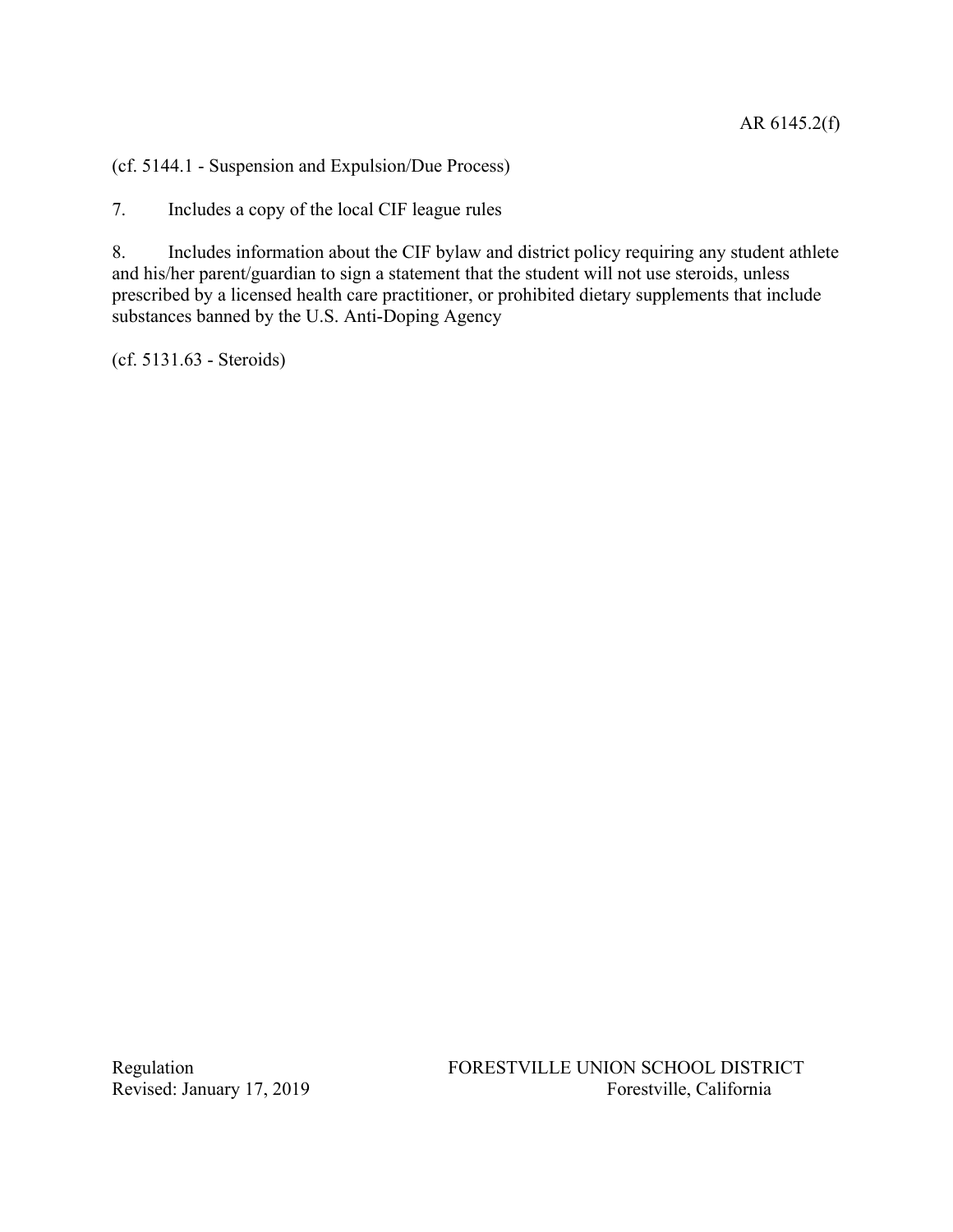(cf. 5144.1 - Suspension and Expulsion/Due Process)

7. Includes a copy of the local CIF league rules

8. Includes information about the CIF bylaw and district policy requiring any student athlete and his/her parent/guardian to sign a statement that the student will not use steroids, unless prescribed by a licensed health care practitioner, or prohibited dietary supplements that include substances banned by the U.S. Anti-Doping Agency

(cf. 5131.63 - Steroids)

Regulation
Revised: January 17, 2019

FORESTVILLE UNION SCHOOL DISTRICT
Forestville, California